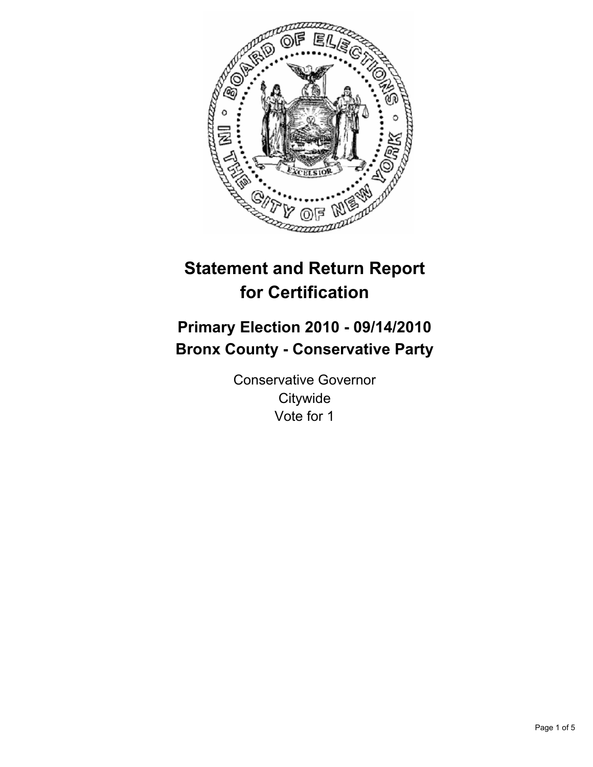# Statement and Return Report for Certification

## Primary Election 2010 - 09/14/2010
## Bronx County - Conservative Party

Conservative Governor
Citywide
Vote for 1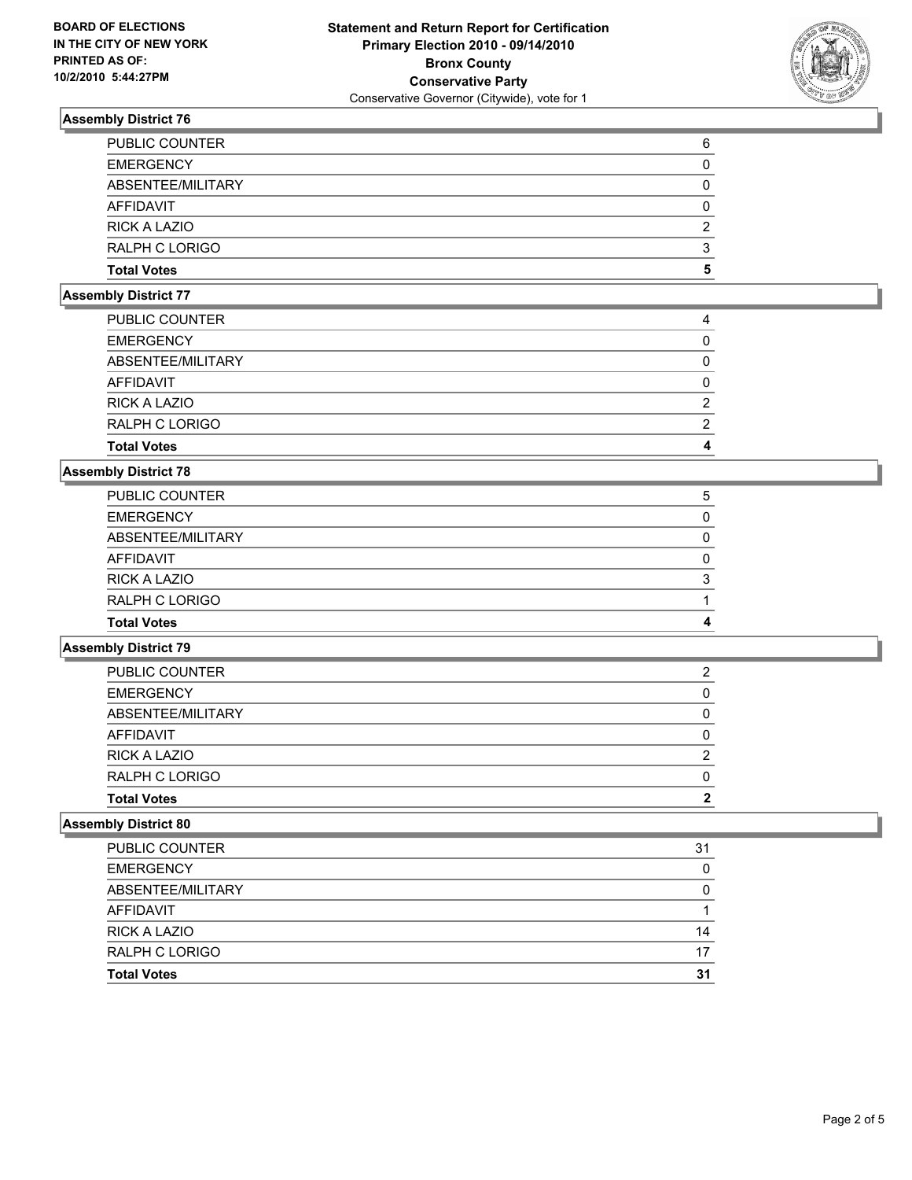**BOARD OF ELECTIONS IN THE CITY OF NEW YORK PRINTED AS OF: 10/2/2010 5:44:27PM**

**Statement and Return Report for Certification Primary Election 2010 - 09/14/2010 Bronx County Conservative Party**

Conservative Governor (Citywide), vote for 1

### Assembly District 76

| | |
|---|---|
| PUBLIC COUNTER | 6 |
| EMERGENCY | 0 |
| ABSENTEE/MILITARY | 0 |
| AFFIDAVIT | 0 |
| RICK A LAZIO | 2 |
| RALPH C LORIGO | 3 |
| **Total Votes** | **5** |

### Assembly District 77

| | |
|---|---|
| PUBLIC COUNTER | 4 |
| EMERGENCY | 0 |
| ABSENTEE/MILITARY | 0 |
| AFFIDAVIT | 0 |
| RICK A LAZIO | 2 |
| RALPH C LORIGO | 2 |
| **Total Votes** | **4** |

### Assembly District 78

| | |
|---|---|
| PUBLIC COUNTER | 5 |
| EMERGENCY | 0 |
| ABSENTEE/MILITARY | 0 |
| AFFIDAVIT | 0 |
| RICK A LAZIO | 3 |
| RALPH C LORIGO | 1 |
| **Total Votes** | **4** |

### Assembly District 79

| | |
|---|---|
| PUBLIC COUNTER | 2 |
| EMERGENCY | 0 |
| ABSENTEE/MILITARY | 0 |
| AFFIDAVIT | 0 |
| RICK A LAZIO | 2 |
| RALPH C LORIGO | 0 |
| **Total Votes** | **2** |

### Assembly District 80

| | |
|---|---|
| PUBLIC COUNTER | 31 |
| EMERGENCY | 0 |
| ABSENTEE/MILITARY | 0 |
| AFFIDAVIT | 1 |
| RICK A LAZIO | 14 |
| RALPH C LORIGO | 17 |
| **Total Votes** | **31** |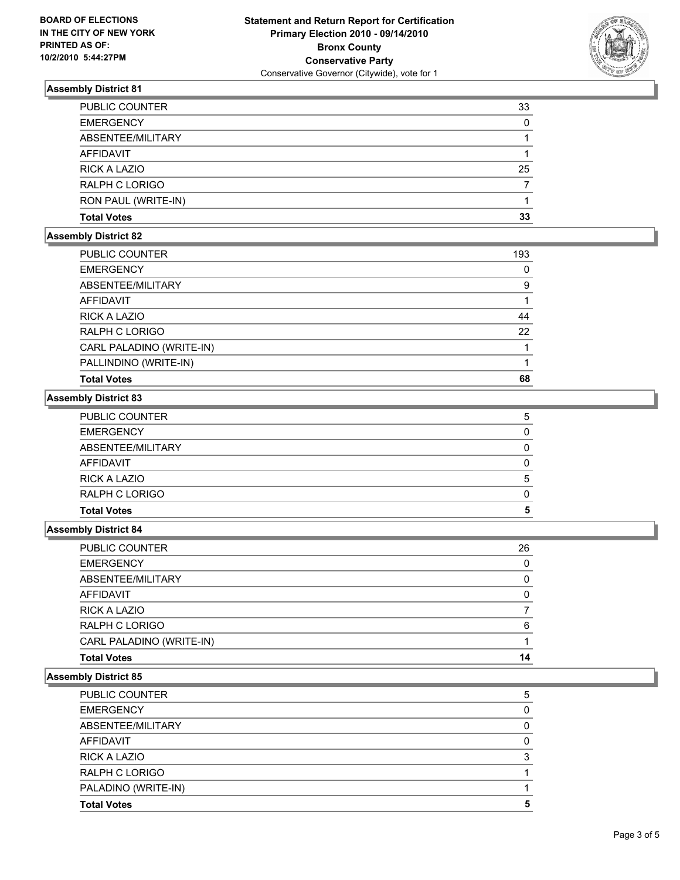**Statement and Return Report for Certification**
**Primary Election 2010 - 09/14/2010**
**Bronx County**
**Conservative Party**
Conservative Governor (Citywide), vote for 1

BOARD OF ELECTIONS
IN THE CITY OF NEW YORK
PRINTED AS OF:
10/2/2010 5:44:27PM

### Assembly District 81

| | |
|---|---|
| PUBLIC COUNTER | 33 |
| EMERGENCY | 0 |
| ABSENTEE/MILITARY | 1 |
| AFFIDAVIT | 1 |
| RICK A LAZIO | 25 |
| RALPH C LORIGO | 7 |
| RON PAUL (WRITE-IN) | 1 |
| **Total Votes** | **33** |

### Assembly District 82

| | |
|---|---|
| PUBLIC COUNTER | 193 |
| EMERGENCY | 0 |
| ABSENTEE/MILITARY | 9 |
| AFFIDAVIT | 1 |
| RICK A LAZIO | 44 |
| RALPH C LORIGO | 22 |
| CARL PALADINO (WRITE-IN) | 1 |
| PALLINDINO (WRITE-IN) | 1 |
| **Total Votes** | **68** |

### Assembly District 83

| | |
|---|---|
| PUBLIC COUNTER | 5 |
| EMERGENCY | 0 |
| ABSENTEE/MILITARY | 0 |
| AFFIDAVIT | 0 |
| RICK A LAZIO | 5 |
| RALPH C LORIGO | 0 |
| **Total Votes** | **5** |

### Assembly District 84

| | |
|---|---|
| PUBLIC COUNTER | 26 |
| EMERGENCY | 0 |
| ABSENTEE/MILITARY | 0 |
| AFFIDAVIT | 0 |
| RICK A LAZIO | 7 |
| RALPH C LORIGO | 6 |
| CARL PALADINO (WRITE-IN) | 1 |
| **Total Votes** | **14** |

### Assembly District 85

| | |
|---|---|
| PUBLIC COUNTER | 5 |
| EMERGENCY | 0 |
| ABSENTEE/MILITARY | 0 |
| AFFIDAVIT | 0 |
| RICK A LAZIO | 3 |
| RALPH C LORIGO | 1 |
| PALADINO (WRITE-IN) | 1 |
| **Total Votes** | **5** |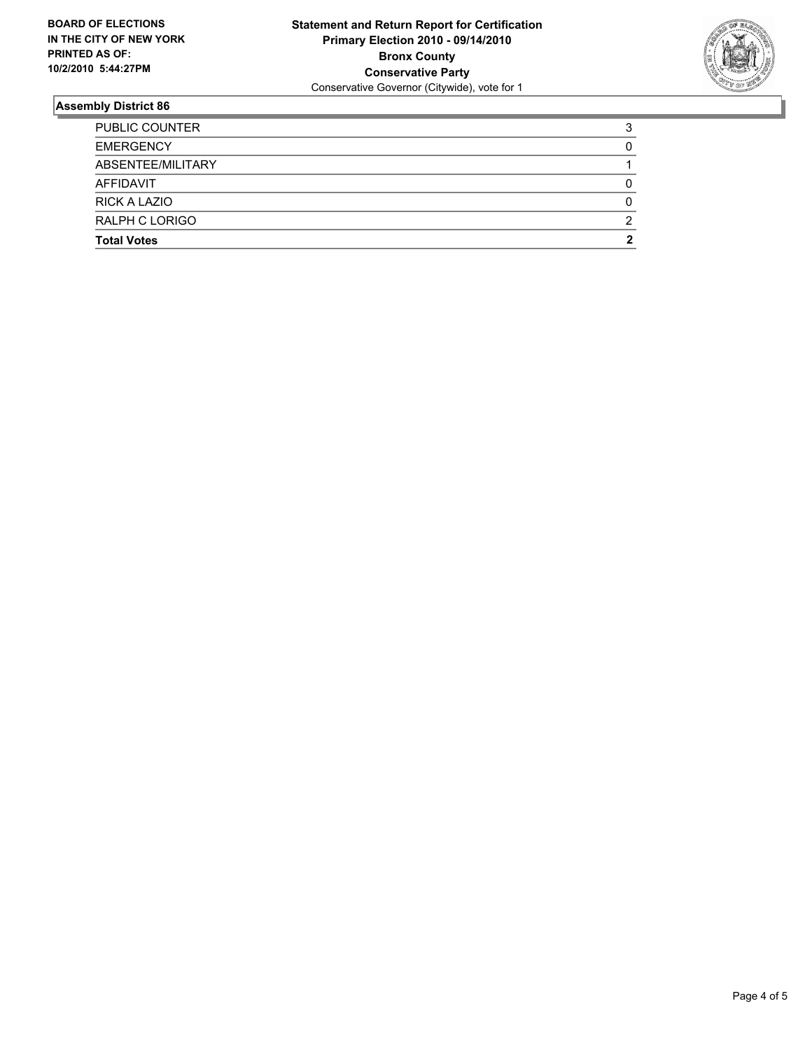**BOARD OF ELECTIONS IN THE CITY OF NEW YORK PRINTED AS OF: 10/2/2010 5:44:27PM**

**Statement and Return Report for Certification**
**Primary Election 2010 - 09/14/2010**
**Bronx County**
**Conservative Party**
Conservative Governor (Citywide), vote for 1

## Assembly District 86

| | |
|---|---|
| PUBLIC COUNTER | 3 |
| EMERGENCY | 0 |
| ABSENTEE/MILITARY | 1 |
| AFFIDAVIT | 0 |
| RICK A LAZIO | 0 |
| RALPH C LORIGO | 2 |
| **Total Votes** | **2** |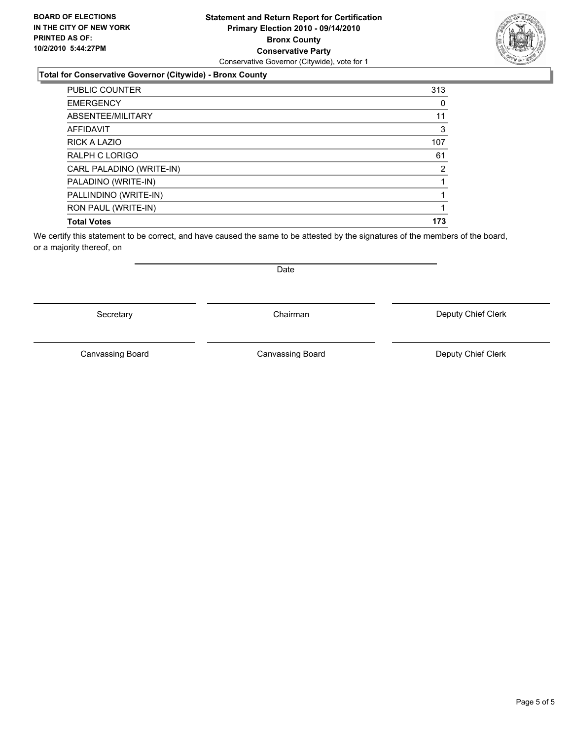**BOARD OF ELECTIONS IN THE CITY OF NEW YORK PRINTED AS OF: 10/2/2010 5:44:27PM**

**Statement and Return Report for Certification**
**Primary Election 2010 - 09/14/2010**
**Bronx County**
**Conservative Party**
Conservative Governor (Citywide), vote for 1

**Total for Conservative Governor (Citywide) - Bronx County**

| | |
|---|---|
| PUBLIC COUNTER | 313 |
| EMERGENCY | 0 |
| ABSENTEE/MILITARY | 11 |
| AFFIDAVIT | 3 |
| RICK A LAZIO | 107 |
| RALPH C LORIGO | 61 |
| CARL PALADINO (WRITE-IN) | 2 |
| PALADINO (WRITE-IN) | 1 |
| PALLINDINO (WRITE-IN) | 1 |
| RON PAUL (WRITE-IN) | 1 |
| **Total Votes** | **173** |

We certify this statement to be correct, and have caused the same to be attested by the signatures of the members of the board, or a majority thereof, on

Date

Secretary

Chairman

Deputy Chief Clerk

Canvassing Board

Canvassing Board

Deputy Chief Clerk